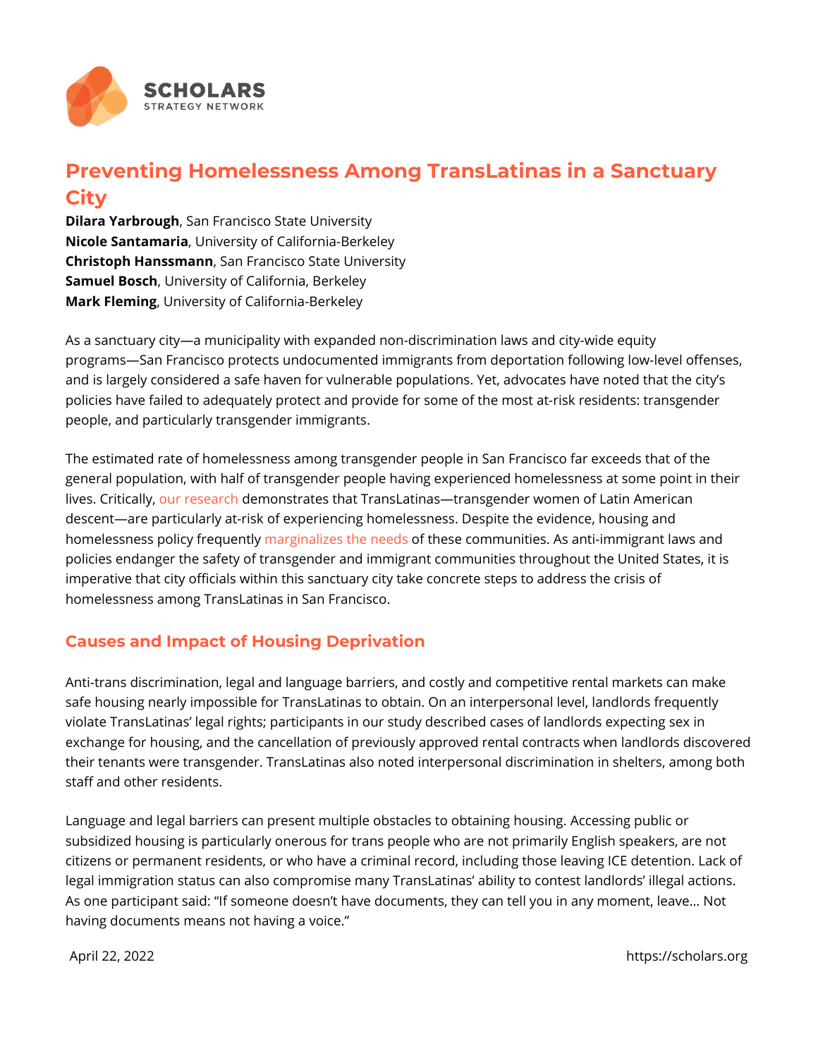# Preventing Homelessness Among TransLatinas in a Sanctuary City

**Dilara Yarbrough**, San Francisco State University
**Nicole Santamaria**, University of California-Berkeley
**Christoph Hanssmann**, San Francisco State University
**Samuel Bosch**, University of California, Berkeley
**Mark Fleming**, University of California-Berkeley

As a sanctuary city—a municipality with expanded non-discrimination laws and city-wide equity programs—San Francisco protects undocumented immigrants from deportation following low-level offenses, and is largely considered a safe haven for vulnerable populations. Yet, advocates have noted that the city's policies have failed to adequately protect and provide for some of the most at-risk residents: transgender people, and particularly transgender immigrants.

The estimated rate of homelessness among transgender people in San Francisco far exceeds that of the general population, with half of transgender people having experienced homelessness at some point in their lives. Critically, our research demonstrates that TransLatinas—transgender women of Latin American descent—are particularly at-risk of experiencing homelessness. Despite the evidence, housing and homelessness policy frequently marginalizes the needs of these communities. As anti-immigrant laws and policies endanger the safety of transgender and immigrant communities throughout the United States, it is imperative that city officials within this sanctuary city take concrete steps to address the crisis of homelessness among TransLatinas in San Francisco.

## Causes and Impact of Housing Deprivation

Anti-trans discrimination, legal and language barriers, and costly and competitive rental markets can make safe housing nearly impossible for TransLatinas to obtain. On an interpersonal level, landlords frequently violate TransLatinas' legal rights; participants in our study described cases of landlords expecting sex in exchange for housing, and the cancellation of previously approved rental contracts when landlords discovered their tenants were transgender. TransLatinas also noted interpersonal discrimination in shelters, among both staff and other residents.

Language and legal barriers can present multiple obstacles to obtaining housing. Accessing public or subsidized housing is particularly onerous for trans people who are not primarily English speakers, are not citizens or permanent residents, or who have a criminal record, including those leaving ICE detention. Lack of legal immigration status can also compromise many TransLatinas' ability to contest landlords' illegal actions. As one participant said: "If someone doesn't have documents, they can tell you in any moment, leave... Not having documents means not having a voice."

April 22, 2022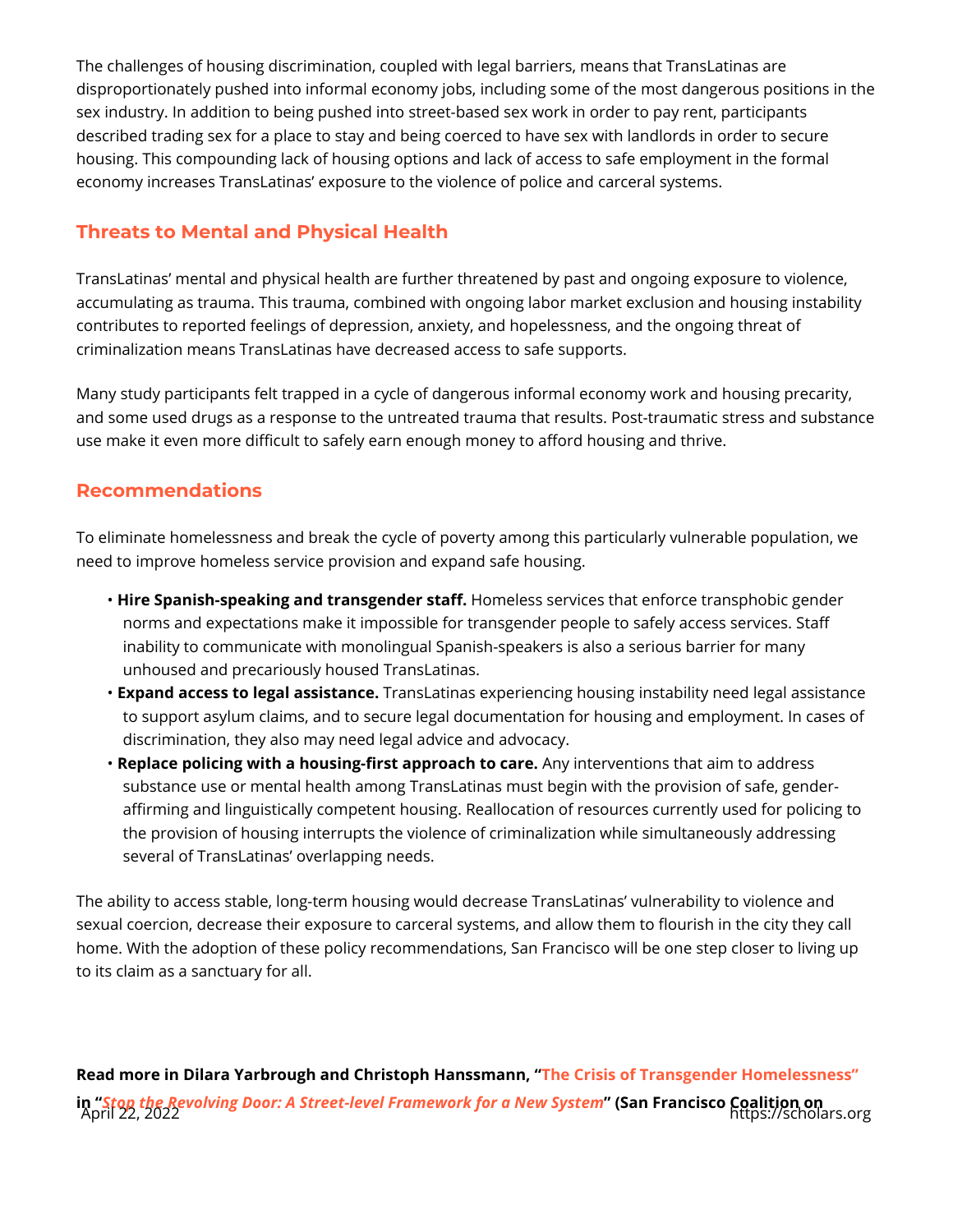The challenges of housing discrimination, coupled with legal barriers, means that TransLatinas are disproportionately pushed into informal economy jobs, including some of the most dangerous positions in the sex industry. In addition to being pushed into street-based sex work in order to pay rent, participants described trading sex for a place to stay and being coerced to have sex with landlords in order to secure housing. This compounding lack of housing options and lack of access to safe employment in the formal economy increases TransLatinas' exposure to the violence of police and carceral systems.

## Threats to Mental and Physical Health

TransLatinas' mental and physical health are further threatened by past and ongoing exposure to violence, accumulating as trauma. This trauma, combined with ongoing labor market exclusion and housing instability contributes to reported feelings of depression, anxiety, and hopelessness, and the ongoing threat of criminalization means TransLatinas have decreased access to safe supports.

Many study participants felt trapped in a cycle of dangerous informal economy work and housing precarity, and some used drugs as a response to the untreated trauma that results. Post-traumatic stress and substance use make it even more difficult to safely earn enough money to afford housing and thrive.

## Recommendations

To eliminate homelessness and break the cycle of poverty among this particularly vulnerable population, we need to improve homeless service provision and expand safe housing.

- **Hire Spanish-speaking and transgender staff.** Homeless services that enforce transphobic gender norms and expectations make it impossible for transgender people to safely access services. Staff inability to communicate with monolingual Spanish-speakers is also a serious barrier for many unhoused and precariously housed TransLatinas.
- **Expand access to legal assistance.** TransLatinas experiencing housing instability need legal assistance to support asylum claims, and to secure legal documentation for housing and employment. In cases of discrimination, they also may need legal advice and advocacy.
- **Replace policing with a housing-first approach to care.** Any interventions that aim to address substance use or mental health among TransLatinas must begin with the provision of safe, gender-affirming and linguistically competent housing. Reallocation of resources currently used for policing to the provision of housing interrupts the violence of criminalization while simultaneously addressing several of TransLatinas' overlapping needs.

The ability to access stable, long-term housing would decrease TransLatinas' vulnerability to violence and sexual coercion, decrease their exposure to carceral systems, and allow them to flourish in the city they call home. With the adoption of these policy recommendations, San Francisco will be one step closer to living up to its claim as a sanctuary for all.

**Read more in Dilara Yarbrough and Christoph Hanssmann, "The Crisis of Transgender Homelessness" in "*Stop the Revolving Door: A Street-level Framework for a New System*" (San Francisco Coalition on**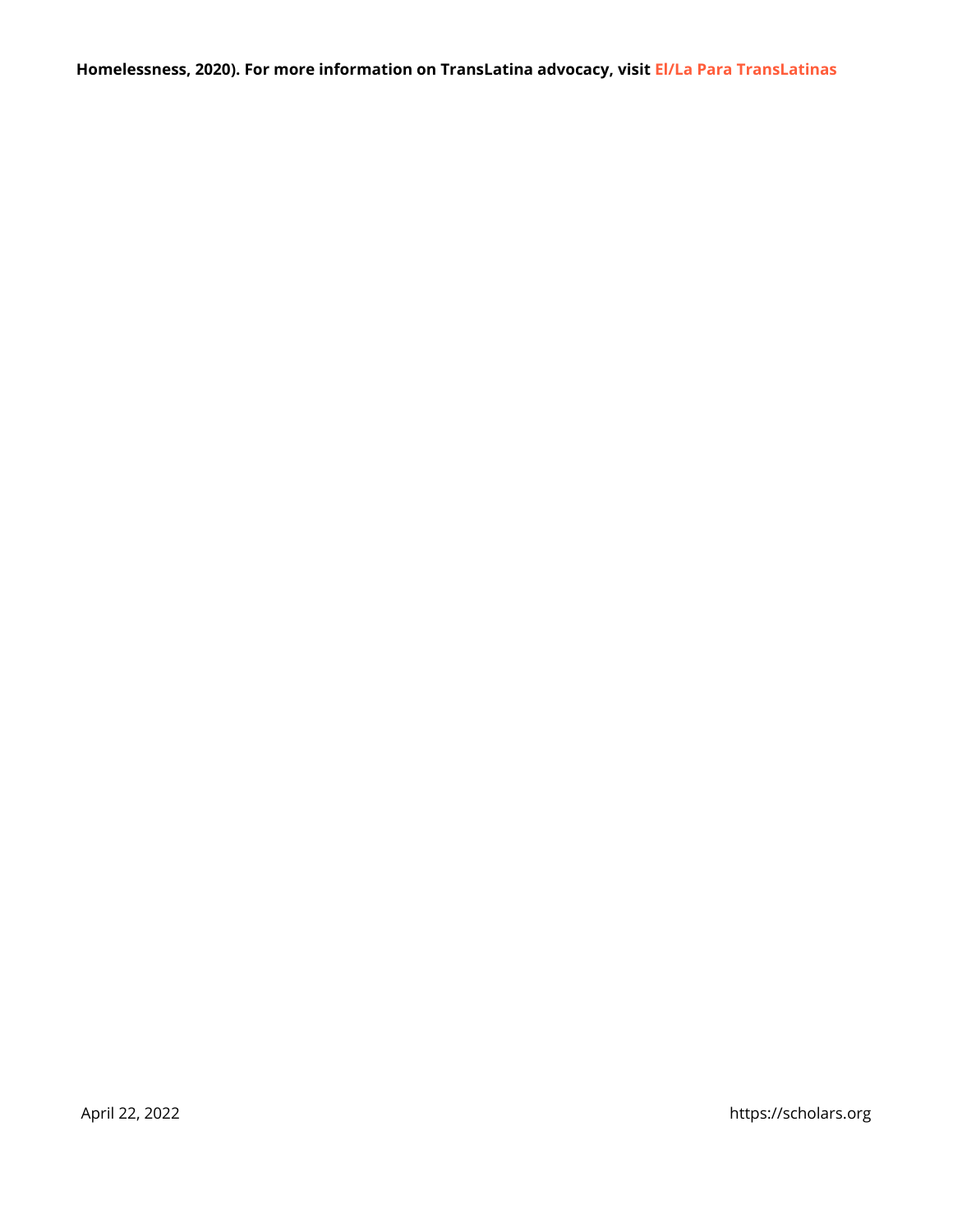**Homelessness, 2020). For more information on TransLatina advocacy, visit El/La Para TransLatinas**